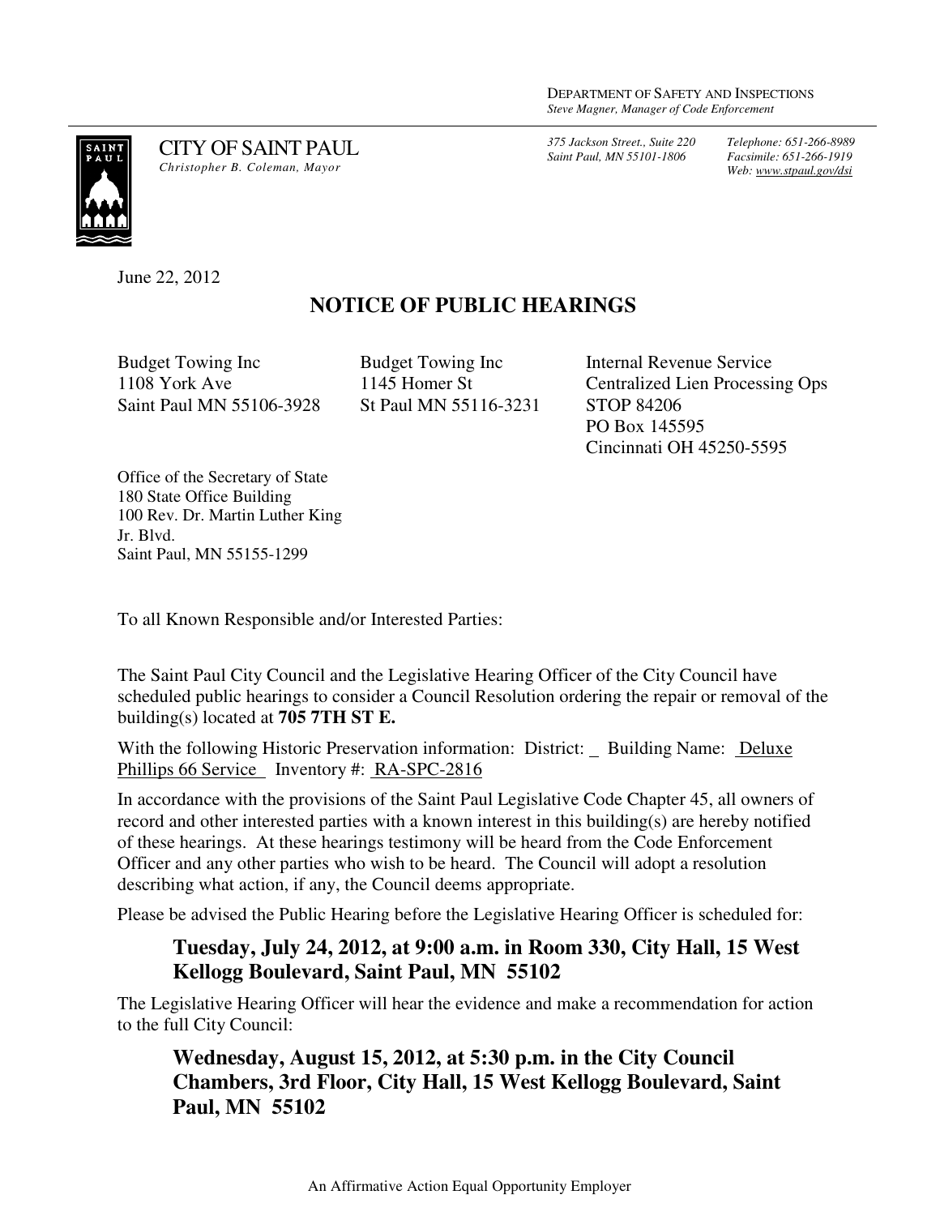DEPARTMENT OF SAFETY AND INSPECTIONS
*Steve Magner, Manager of Code Enforcement*

CITY OF SAINT PAUL
*Christopher B. Coleman, Mayor*

*375 Jackson Street., Suite 220*
*Saint Paul, MN 55101-1806*

*Telephone: 651-266-8989*
*Facsimile: 651-266-1919*
*Web: www.stpaul.gov/dsi*

June 22, 2012

## NOTICE OF PUBLIC HEARINGS

Budget Towing Inc
1108 York Ave
Saint Paul MN 55106-3928

Budget Towing Inc
1145 Homer St
St Paul MN 55116-3231

Internal Revenue Service
Centralized Lien Processing Ops
STOP 84206
PO Box 145595
Cincinnati OH 45250-5595

Office of the Secretary of State
180 State Office Building
100 Rev. Dr. Martin Luther King
Jr. Blvd.
Saint Paul, MN 55155-1299

To all Known Responsible and/or Interested Parties:

The Saint Paul City Council and the Legislative Hearing Officer of the City Council have scheduled public hearings to consider a Council Resolution ordering the repair or removal of the building(s) located at **705 7TH ST E.**

With the following Historic Preservation information: District: _ Building Name: Deluxe Phillips 66 Service Inventory #: RA-SPC-2816

In accordance with the provisions of the Saint Paul Legislative Code Chapter 45, all owners of record and other interested parties with a known interest in this building(s) are hereby notified of these hearings. At these hearings testimony will be heard from the Code Enforcement Officer and any other parties who wish to be heard. The Council will adopt a resolution describing what action, if any, the Council deems appropriate.

Please be advised the Public Hearing before the Legislative Hearing Officer is scheduled for:

**Tuesday, July 24, 2012, at 9:00 a.m. in Room 330, City Hall, 15 West Kellogg Boulevard, Saint Paul, MN 55102**

The Legislative Hearing Officer will hear the evidence and make a recommendation for action to the full City Council:

**Wednesday, August 15, 2012, at 5:30 p.m. in the City Council Chambers, 3rd Floor, City Hall, 15 West Kellogg Boulevard, Saint Paul, MN 55102**

An Affirmative Action Equal Opportunity Employer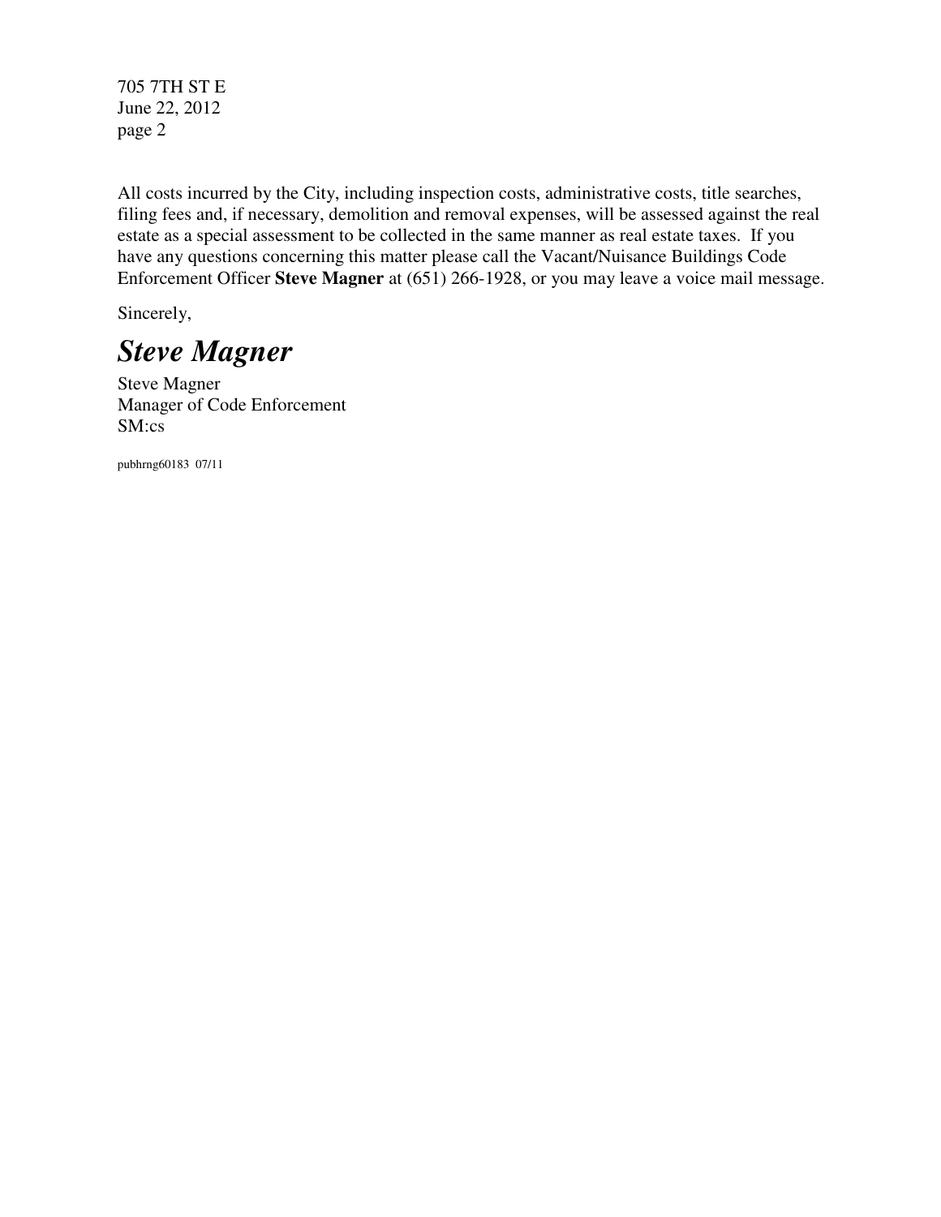All costs incurred by the City, including inspection costs, administrative costs, title searches, filing fees and, if necessary, demolition and removal expenses, will be assessed against the real estate as a special assessment to be collected in the same manner as real estate taxes. If you have any questions concerning this matter please call the Vacant/Nuisance Buildings Code Enforcement Officer **Steve Magner** at (651) 266-1928, or you may leave a voice mail message.

Sincerely,

***Steve Magner***

Steve Magner
Manager of Code Enforcement
SM:cs

pubhrng60183 07/11